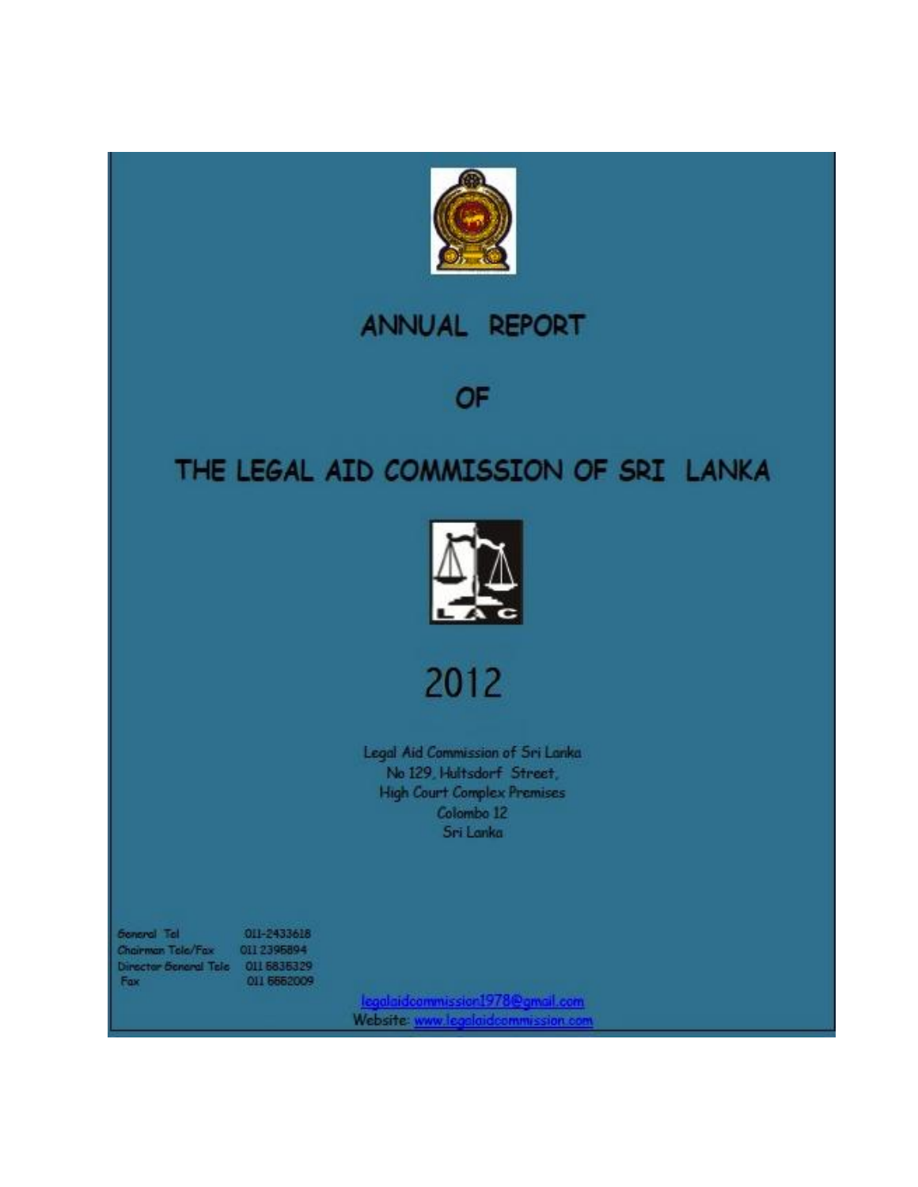# ANNUAL REPORT

# OF

# THE LEGAL AID COMMISSION OF SRI LANKA

# 2012

Legal Aid Commission of Sri Lanka
No 129, Hultsdorf Street,
High Court Complex Premises
Colombo 12
Sri Lanka

| | |
|---|---|
| General Tel | 011-2433618 |
| Chairman Tele/Fax | 011 2395894 |
| Director General Tele | 011 5836329 |
| Fax | 011 5552009 |

legalaidcommission1978@gmail.com
Website: www.legalaidcommission.com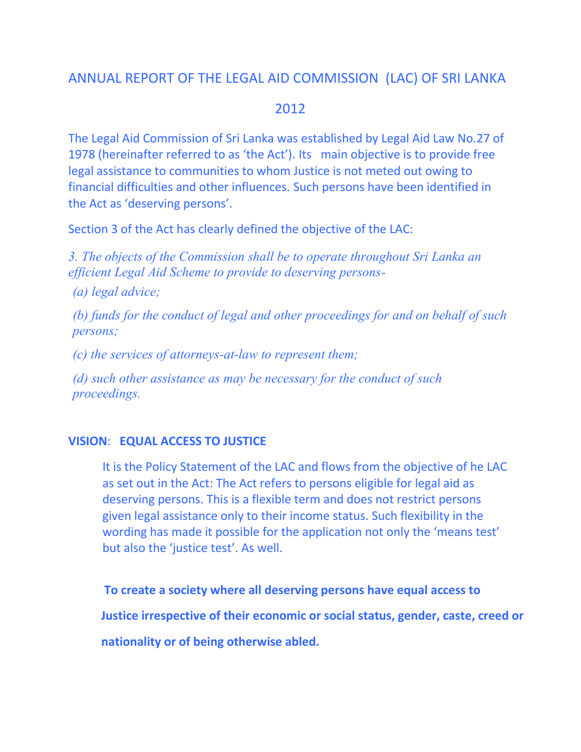# ANNUAL REPORT OF THE LEGAL AID COMMISSION (LAC) OF SRI LANKA

# 2012

The Legal Aid Commission of Sri Lanka was established by Legal Aid Law No.27 of 1978 (hereinafter referred to as 'the Act'). Its main objective is to provide free legal assistance to communities to whom Justice is not meted out owing to financial difficulties and other influences. Such persons have been identified in the Act as 'deserving persons'.

Section 3 of the Act has clearly defined the objective of the LAC:

*3. The objects of the Commission shall be to operate throughout Sri Lanka an efficient Legal Aid Scheme to provide to deserving persons-*

*(a) legal advice;*

*(b) funds for the conduct of legal and other proceedings for and on behalf of such persons;*

*(c) the services of attorneys-at-law to represent them;*

*(d) such other assistance as may be necessary for the conduct of such proceedings.*

**VISION**: **EQUAL ACCESS TO JUSTICE**

It is the Policy Statement of the LAC and flows from the objective of he LAC as set out in the Act: The Act refers to persons eligible for legal aid as deserving persons. This is a flexible term and does not restrict persons given legal assistance only to their income status. Such flexibility in the wording has made it possible for the application not only the 'means test' but also the 'justice test'. As well.

**To create a society where all deserving persons have equal access to Justice irrespective of their economic or social status, gender, caste, creed or nationality or of being otherwise abled.**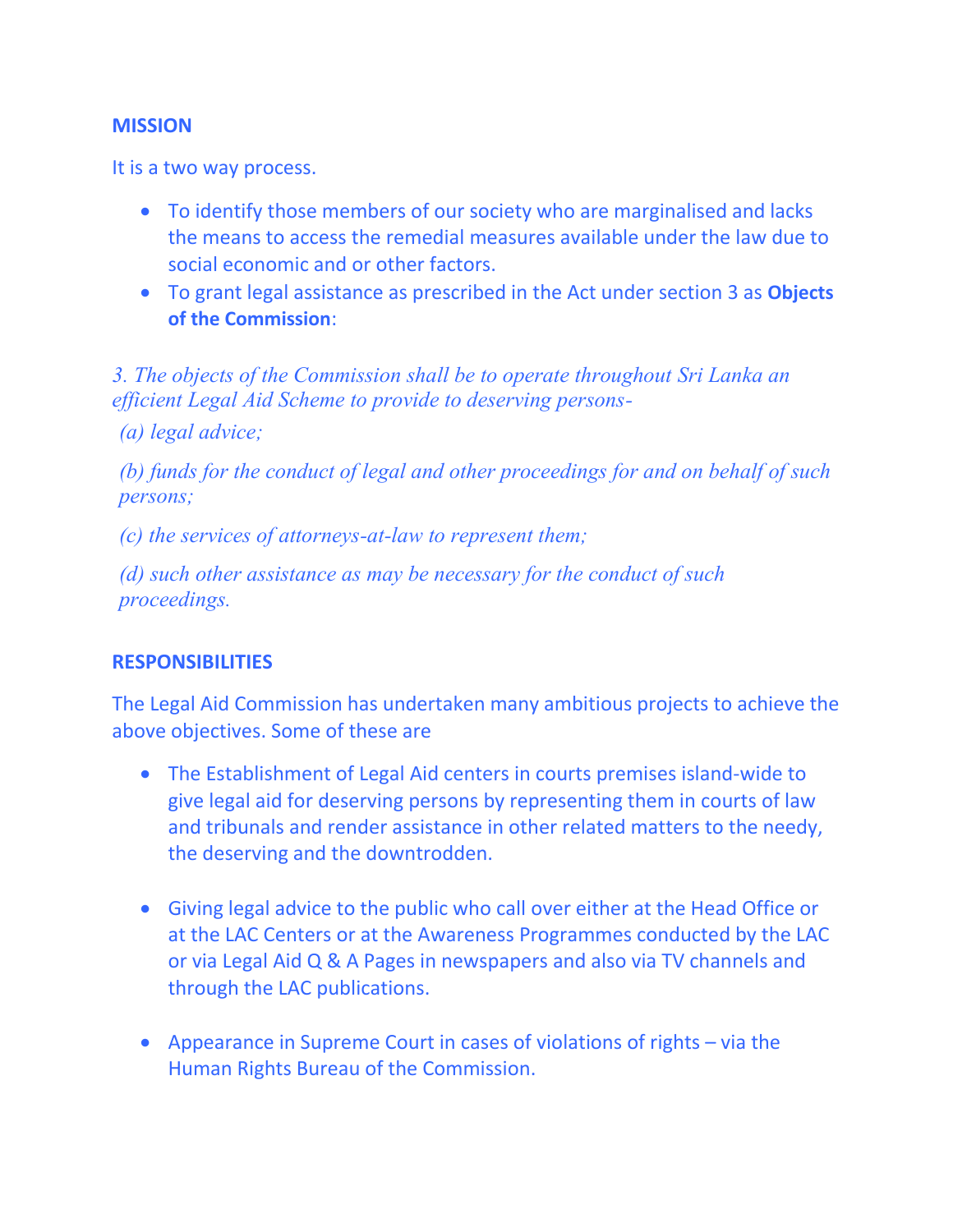## MISSION

It is a two way process.

- To identify those members of our society who are marginalised and lacks the means to access the remedial measures available under the law due to social economic and or other factors.
- To grant legal assistance as prescribed in the Act under section 3 as **Objects of the Commission**:

*3. The objects of the Commission shall be to operate throughout Sri Lanka an efficient Legal Aid Scheme to provide to deserving persons-*

*(a) legal advice;*

*(b) funds for the conduct of legal and other proceedings for and on behalf of such persons;*

*(c) the services of attorneys-at-law to represent them;*

*(d) such other assistance as may be necessary for the conduct of such proceedings.*

## RESPONSIBILITIES

The Legal Aid Commission has undertaken many ambitious projects to achieve the above objectives. Some of these are

- The Establishment of Legal Aid centers in courts premises island-wide to give legal aid for deserving persons by representing them in courts of law and tribunals and render assistance in other related matters to the needy, the deserving and the downtrodden.

- Giving legal advice to the public who call over either at the Head Office or at the LAC Centers or at the Awareness Programmes conducted by the LAC or via Legal Aid Q & A Pages in newspapers and also via TV channels and through the LAC publications.

- Appearance in Supreme Court in cases of violations of rights – via the Human Rights Bureau of the Commission.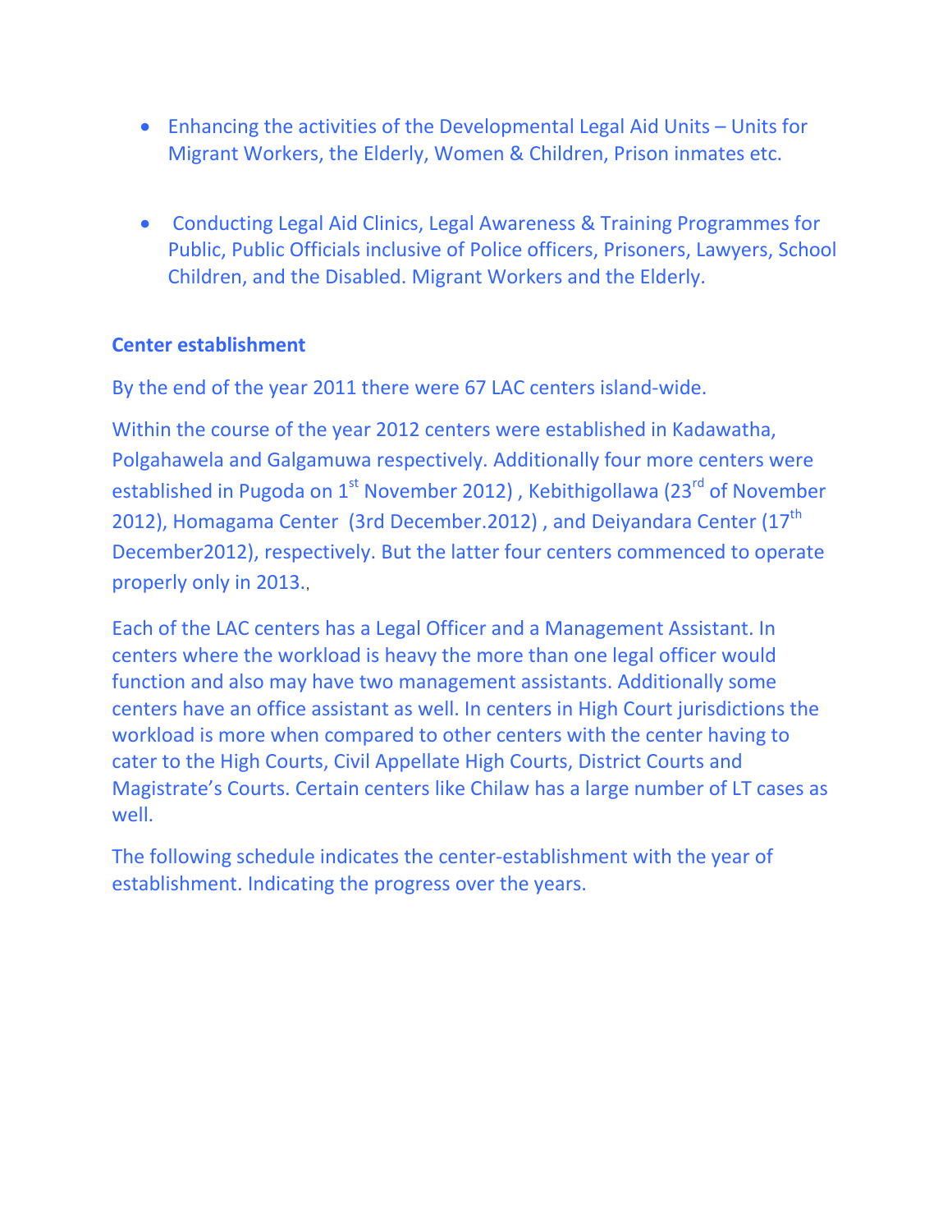- Enhancing the activities of the Developmental Legal Aid Units – Units for Migrant Workers, the Elderly, Women & Children, Prison inmates etc.

- Conducting Legal Aid Clinics, Legal Awareness & Training Programmes for Public, Public Officials inclusive of Police officers, Prisoners, Lawyers, School Children, and the Disabled. Migrant Workers and the Elderly.

**Center establishment**

By the end of the year 2011 there were 67 LAC centers island-wide.

Within the course of the year 2012 centers were established in Kadawatha, Polgahawela and Galgamuwa respectively. Additionally four more centers were established in Pugoda on 1st November 2012) , Kebithigollawa (23rd of November 2012), Homagama Center (3rd December.2012) , and Deiyandara Center (17th December2012), respectively. But the latter four centers commenced to operate properly only in 2013.,

Each of the LAC centers has a Legal Officer and a Management Assistant. In centers where the workload is heavy the more than one legal officer would function and also may have two management assistants. Additionally some centers have an office assistant as well. In centers in High Court jurisdictions the workload is more when compared to other centers with the center having to cater to the High Courts, Civil Appellate High Courts, District Courts and Magistrate's Courts. Certain centers like Chilaw has a large number of LT cases as well.

The following schedule indicates the center-establishment with the year of establishment. Indicating the progress over the years.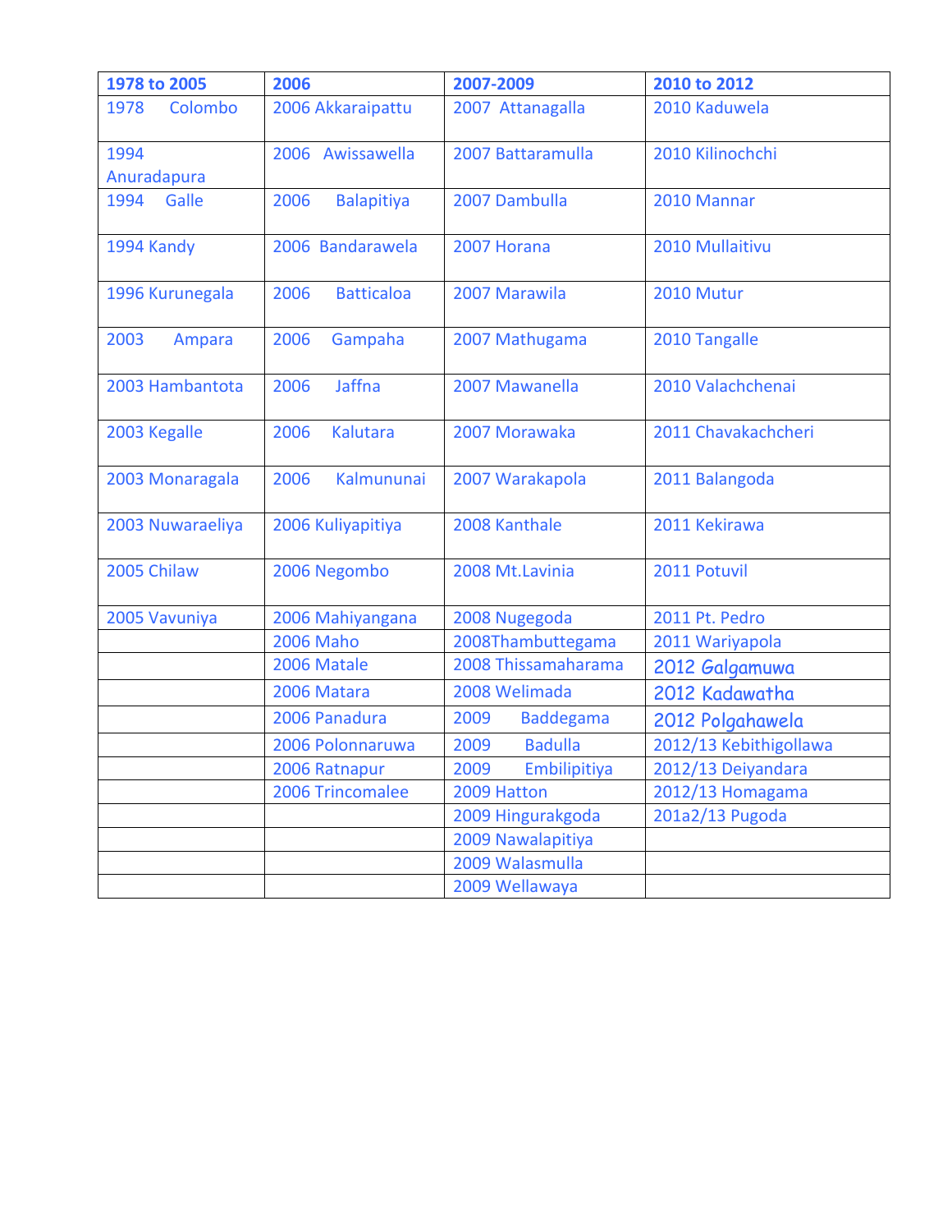| 1978 to 2005 | 2006 | 2007-2009 | 2010 to 2012 |
|---|---|---|---|
| 1978 Colombo | 2006 Akkaraipattu | 2007 Attanagalla | 2010 Kaduwela |
| 1994 Anuradapura | 2006 Awissawella | 2007 Battaramulla | 2010 Kilinochchi |
| 1994 Galle | 2006 Balapitiya | 2007 Dambulla | 2010 Mannar |
| 1994 Kandy | 2006 Bandarawela | 2007 Horana | 2010 Mullaitivu |
| 1996 Kurunegala | 2006 Batticaloa | 2007 Marawila | 2010 Mutur |
| 2003 Ampara | 2006 Gampaha | 2007 Mathugama | 2010 Tangalle |
| 2003 Hambantota | 2006 Jaffna | 2007 Mawanella | 2010 Valachchenai |
| 2003 Kegalle | 2006 Kalutara | 2007 Morawaka | 2011 Chavakachcheri |
| 2003 Monaragala | 2006 Kalmununai | 2007 Warakapola | 2011 Balangoda |
| 2003 Nuwaraeliya | 2006 Kuliyapitiya | 2008 Kanthale | 2011 Kekirawa |
| 2005 Chilaw | 2006 Negombo | 2008 Mt.Lavinia | 2011 Potuvil |
| 2005 Vavuniya | 2006 Mahiyangana | 2008 Nugegoda | 2011 Pt. Pedro |
| | 2006 Maho | 2008Thambuttegama | 2011 Wariyapola |
| | 2006 Matale | 2008 Thissamaharama | 2012 Galgamuwa |
| | 2006 Matara | 2008 Welimada | 2012 Kadawatha |
| | 2006 Panadura | 2009 Baddegama | 2012 Polgahawela |
| | 2006 Polonnaruwa | 2009 Badulla | 2012/13 Kebithigollawa |
| | 2006 Ratnapur | 2009 Embilipitiya | 2012/13 Deiyandara |
| | 2006 Trincomalee | 2009 Hatton | 2012/13 Homagama |
| | | 2009 Hingurakgoda | 201a2/13 Pugoda |
| | | 2009 Nawalapitiya | |
| | | 2009 Walasmulla | |
| | | 2009 Wellawaya | |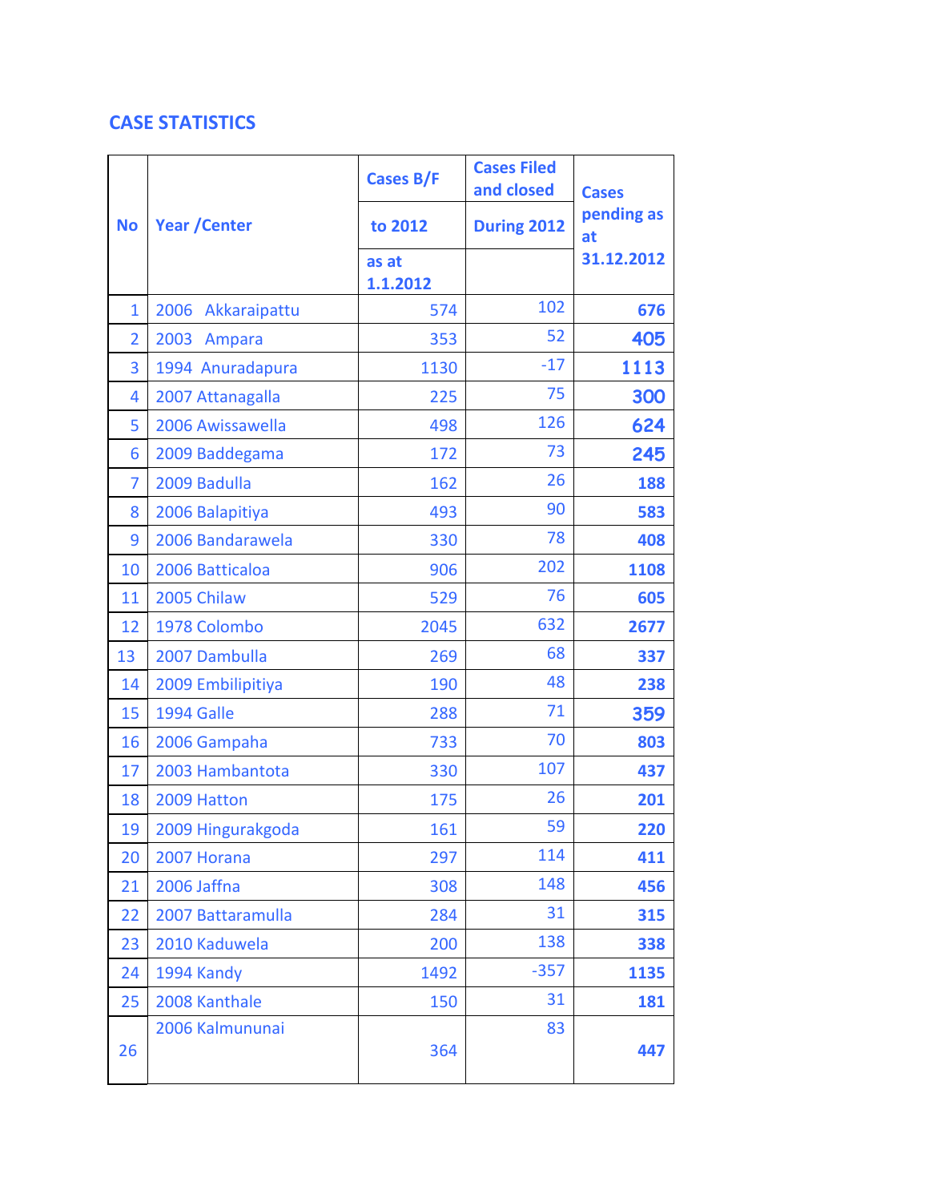## CASE STATISTICS

| No | Year /Center | Cases B/F to 2012 as at 1.1.2012 | Cases Filed and closed During 2012 | Cases pending as at 31.12.2012 |
|---|---|---|---|---|
| 1 | 2006 Akkaraipattu | 574 | 102 | **676** |
| 2 | 2003 Ampara | 353 | 52 | **405** |
| 3 | 1994 Anuradapura | 1130 | -17 | **1113** |
| 4 | 2007 Attanagalla | 225 | 75 | **300** |
| 5 | 2006 Awissawella | 498 | 126 | **624** |
| 6 | 2009 Baddegama | 172 | 73 | **245** |
| 7 | 2009 Badulla | 162 | 26 | **188** |
| 8 | 2006 Balapitiya | 493 | 90 | **583** |
| 9 | 2006 Bandarawela | 330 | 78 | **408** |
| 10 | 2006 Batticaloa | 906 | 202 | **1108** |
| 11 | 2005 Chilaw | 529 | 76 | **605** |
| 12 | 1978 Colombo | 2045 | 632 | **2677** |
| 13 | 2007 Dambulla | 269 | 68 | **337** |
| 14 | 2009 Embilipitiya | 190 | 48 | **238** |
| 15 | 1994 Galle | 288 | 71 | **359** |
| 16 | 2006 Gampaha | 733 | 70 | **803** |
| 17 | 2003 Hambantota | 330 | 107 | **437** |
| 18 | 2009 Hatton | 175 | 26 | **201** |
| 19 | 2009 Hingurakgoda | 161 | 59 | **220** |
| 20 | 2007 Horana | 297 | 114 | **411** |
| 21 | 2006 Jaffna | 308 | 148 | **456** |
| 22 | 2007 Battaramulla | 284 | 31 | **315** |
| 23 | 2010 Kaduwela | 200 | 138 | **338** |
| 24 | 1994 Kandy | 1492 | -357 | **1135** |
| 25 | 2008 Kanthale | 150 | 31 | **181** |
| 26 | 2006 Kalmununai | 364 | 83 | **447** |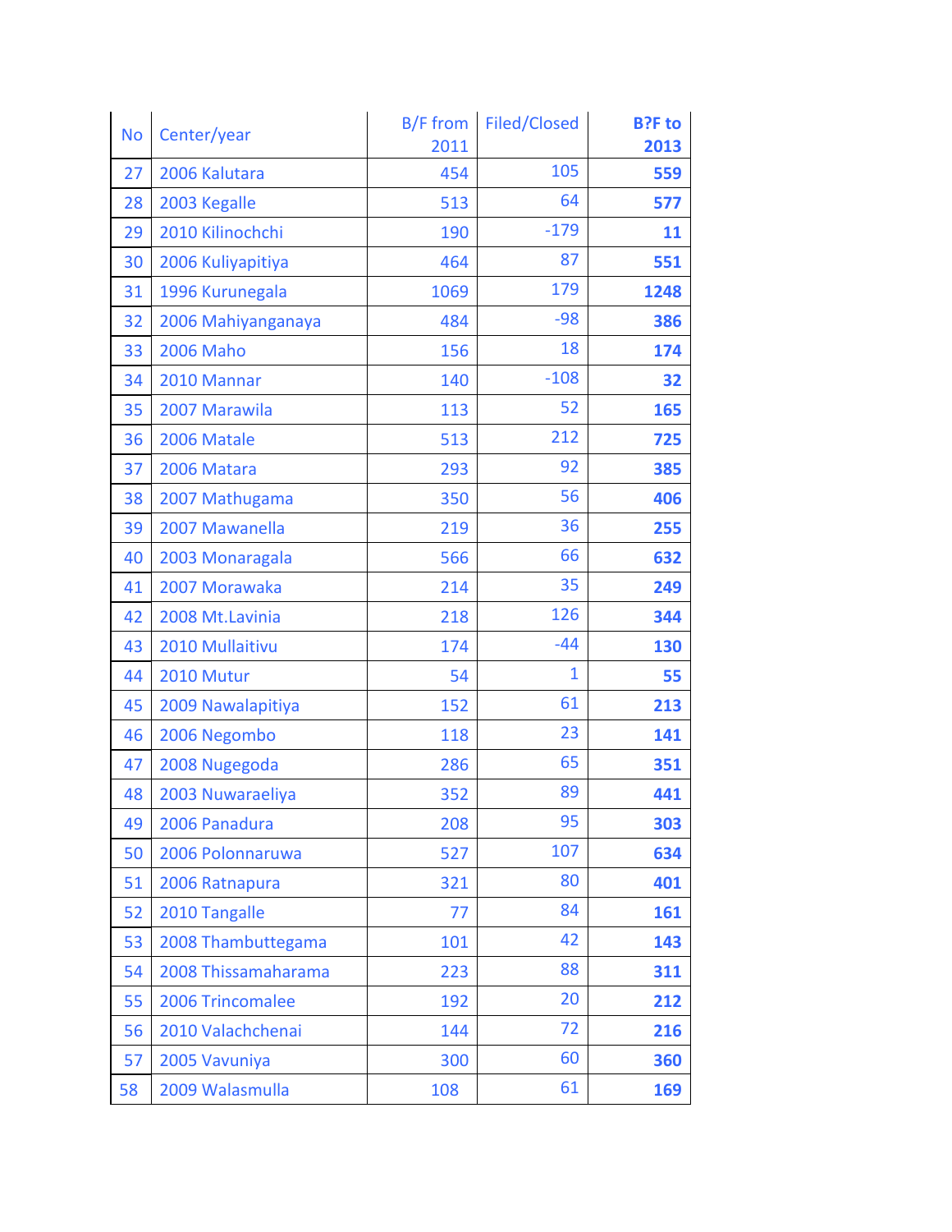| No | Center/year | B/F from 2011 | Filed/Closed | **B?F to 2013** |
|---|---|---|---|---|
| 27 | 2006 Kalutara | 454 | 105 | **559** |
| 28 | 2003 Kegalle | 513 | 64 | **577** |
| 29 | 2010 Kilinochchi | 190 | -179 | **11** |
| 30 | 2006 Kuliyapitiya | 464 | 87 | **551** |
| 31 | 1996 Kurunegala | 1069 | 179 | **1248** |
| 32 | 2006 Mahiyanganaya | 484 | -98 | **386** |
| 33 | 2006 Maho | 156 | 18 | **174** |
| 34 | 2010 Mannar | 140 | -108 | **32** |
| 35 | 2007 Marawila | 113 | 52 | **165** |
| 36 | 2006 Matale | 513 | 212 | **725** |
| 37 | 2006 Matara | 293 | 92 | **385** |
| 38 | 2007 Mathugama | 350 | 56 | **406** |
| 39 | 2007 Mawanella | 219 | 36 | **255** |
| 40 | 2003 Monaragala | 566 | 66 | **632** |
| 41 | 2007 Morawaka | 214 | 35 | **249** |
| 42 | 2008 Mt.Lavinia | 218 | 126 | **344** |
| 43 | 2010 Mullaitivu | 174 | -44 | **130** |
| 44 | 2010 Mutur | 54 | 1 | **55** |
| 45 | 2009 Nawalapitiya | 152 | 61 | **213** |
| 46 | 2006 Negombo | 118 | 23 | **141** |
| 47 | 2008 Nugegoda | 286 | 65 | **351** |
| 48 | 2003 Nuwaraeliya | 352 | 89 | **441** |
| 49 | 2006 Panadura | 208 | 95 | **303** |
| 50 | 2006 Polonnaruwa | 527 | 107 | **634** |
| 51 | 2006 Ratnapura | 321 | 80 | **401** |
| 52 | 2010 Tangalle | 77 | 84 | **161** |
| 53 | 2008 Thambuttegama | 101 | 42 | **143** |
| 54 | 2008 Thissamaharama | 223 | 88 | **311** |
| 55 | 2006 Trincomalee | 192 | 20 | **212** |
| 56 | 2010 Valachchenai | 144 | 72 | **216** |
| 57 | 2005 Vavuniya | 300 | 60 | **360** |
| 58 | 2009 Walasmulla | 108 | 61 | **169** |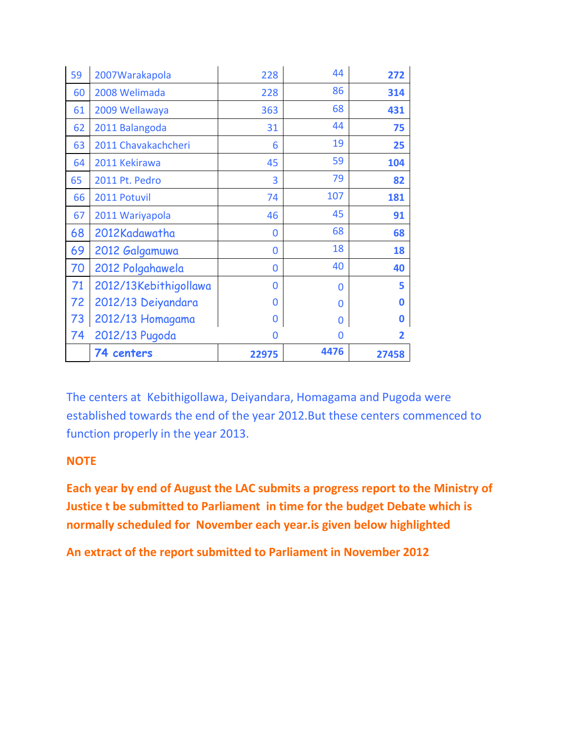| 59 | 2007Warakapola | 228 | 44 | **272** |
|---|---|---|---|---|
| 60 | 2008 Welimada | 228 | 86 | **314** |
| 61 | 2009 Wellawaya | 363 | 68 | **431** |
| 62 | 2011 Balangoda | 31 | 44 | **75** |
| 63 | 2011 Chavakachcheri | 6 | 19 | **25** |
| 64 | 2011 Kekirawa | 45 | 59 | **104** |
| 65 | 2011 Pt. Pedro | 3 | 79 | **82** |
| 66 | 2011 Potuvil | 74 | 107 | **181** |
| 67 | 2011 Wariyapola | 46 | 45 | **91** |
| 68 | 2012Kadawatha | 0 | 68 | **68** |
| 69 | 2012 Galgamuwa | 0 | 18 | **18** |
| 70 | 2012 Polgahawela | 0 | 40 | **40** |
| 71 | 2012/13Kebithigollawa | 0 | 0 | **5** |
| 72 | 2012/13 Deiyandara | 0 | 0 | **0** |
| 73 | 2012/13 Homagama | 0 | 0 | **0** |
| 74 | 2012/13 Pugoda | 0 | 0 | **2** |
| | **74 centers** | **22975** | **4476** | **27458** |

The centers at Kebithigollawa, Deiyandara, Homagama and Pugoda were established towards the end of the year 2012.But these centers commenced to function properly in the year 2013.

**NOTE**

**Each year by end of August the LAC submits a progress report to the Ministry of Justice t be submitted to Parliament in time for the budget Debate which is normally scheduled for November each year.is given below highlighted**

**An extract of the report submitted to Parliament in November 2012**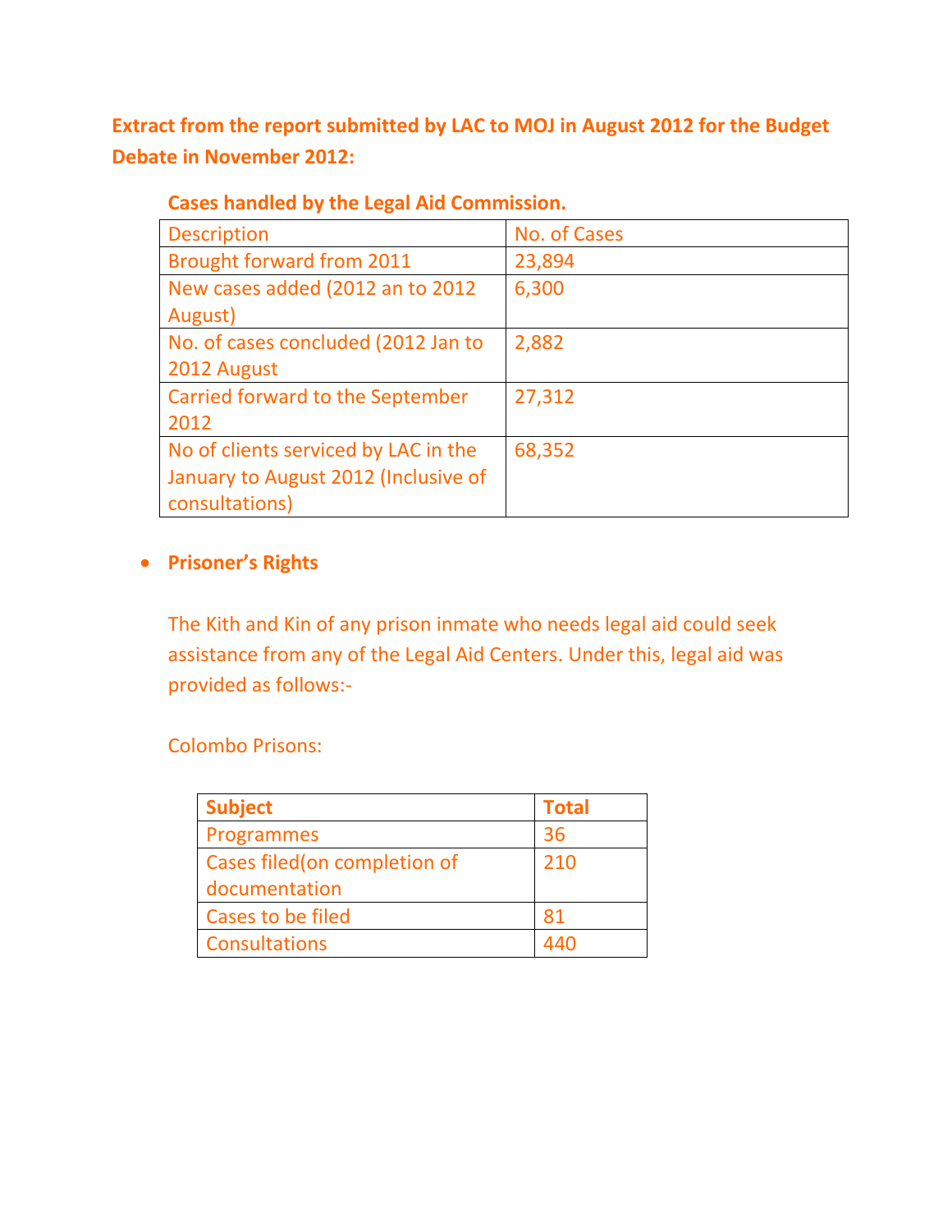**Extract from the report submitted by LAC to MOJ in August 2012 for the Budget Debate in November 2012:**

**Cases handled by the Legal Aid Commission.**

| Description | No. of Cases |
|---|---|
| Brought forward from 2011 | 23,894 |
| New cases added (2012 an to 2012 August) | 6,300 |
| No. of cases concluded (2012 Jan to 2012 August | 2,882 |
| Carried forward to the September 2012 | 27,312 |
| No of clients serviced by LAC in the January to August 2012 (Inclusive of consultations) | 68,352 |

- **Prisoner's Rights**

The Kith and Kin of any prison inmate who needs legal aid could seek assistance from any of the Legal Aid Centers. Under this, legal aid was provided as follows:-

Colombo Prisons:

| **Subject** | **Total** |
|---|---|
| Programmes | 36 |
| Cases filed(on completion of documentation | 210 |
| Cases to be filed | 81 |
| Consultations | 440 |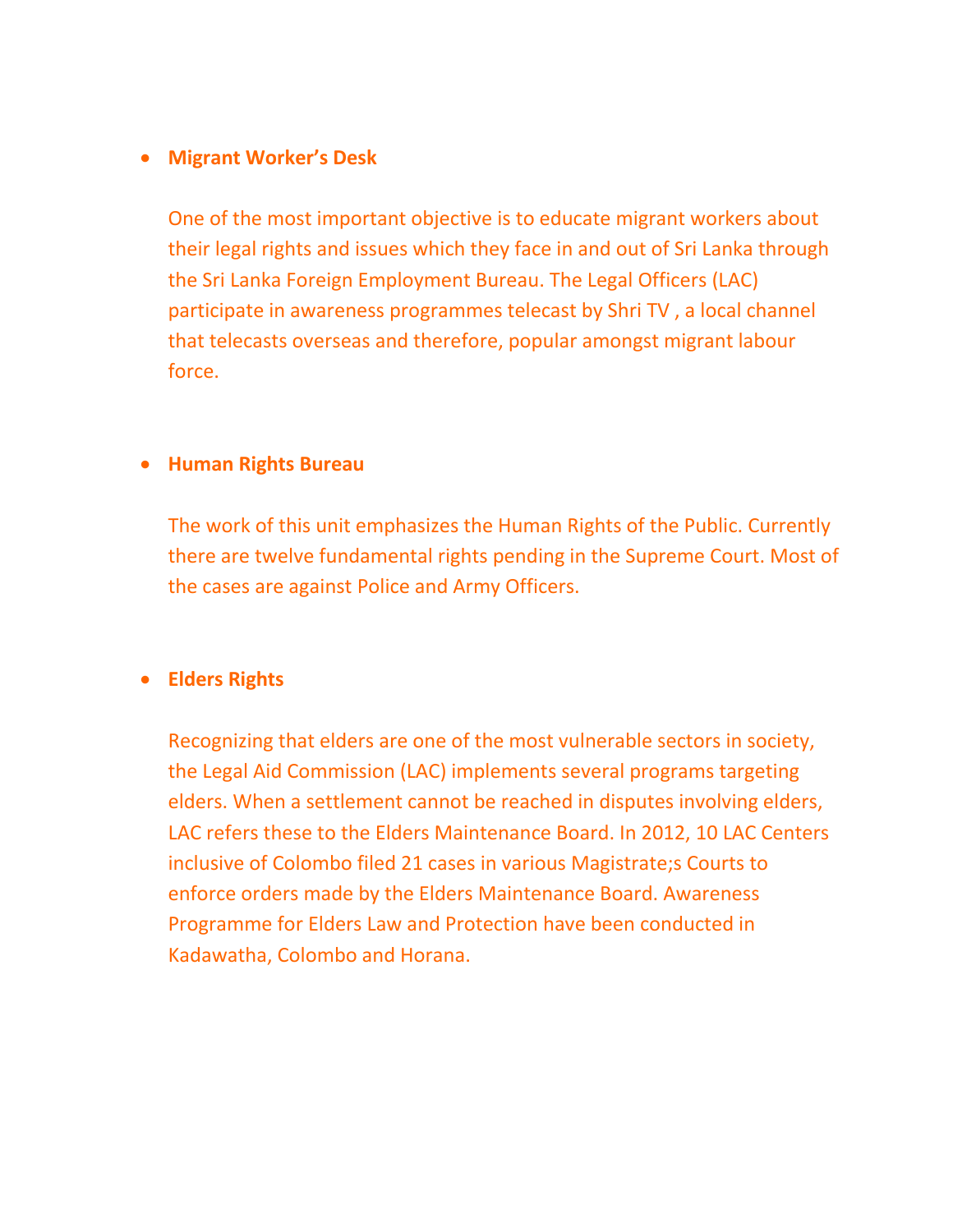- **Migrant Worker's Desk**

  One of the most important objective is to educate migrant workers about their legal rights and issues which they face in and out of Sri Lanka through the Sri Lanka Foreign Employment Bureau. The Legal Officers (LAC) participate in awareness programmes telecast by Shri TV , a local channel that telecasts overseas and therefore, popular amongst migrant labour force.

- **Human Rights Bureau**

  The work of this unit emphasizes the Human Rights of the Public. Currently there are twelve fundamental rights pending in the Supreme Court. Most of the cases are against Police and Army Officers.

- **Elders Rights**

  Recognizing that elders are one of the most vulnerable sectors in society, the Legal Aid Commission (LAC) implements several programs targeting elders. When a settlement cannot be reached in disputes involving elders, LAC refers these to the Elders Maintenance Board. In 2012, 10 LAC Centers inclusive of Colombo filed 21 cases in various Magistrate;s Courts to enforce orders made by the Elders Maintenance Board. Awareness Programme for Elders Law and Protection have been conducted in Kadawatha, Colombo and Horana.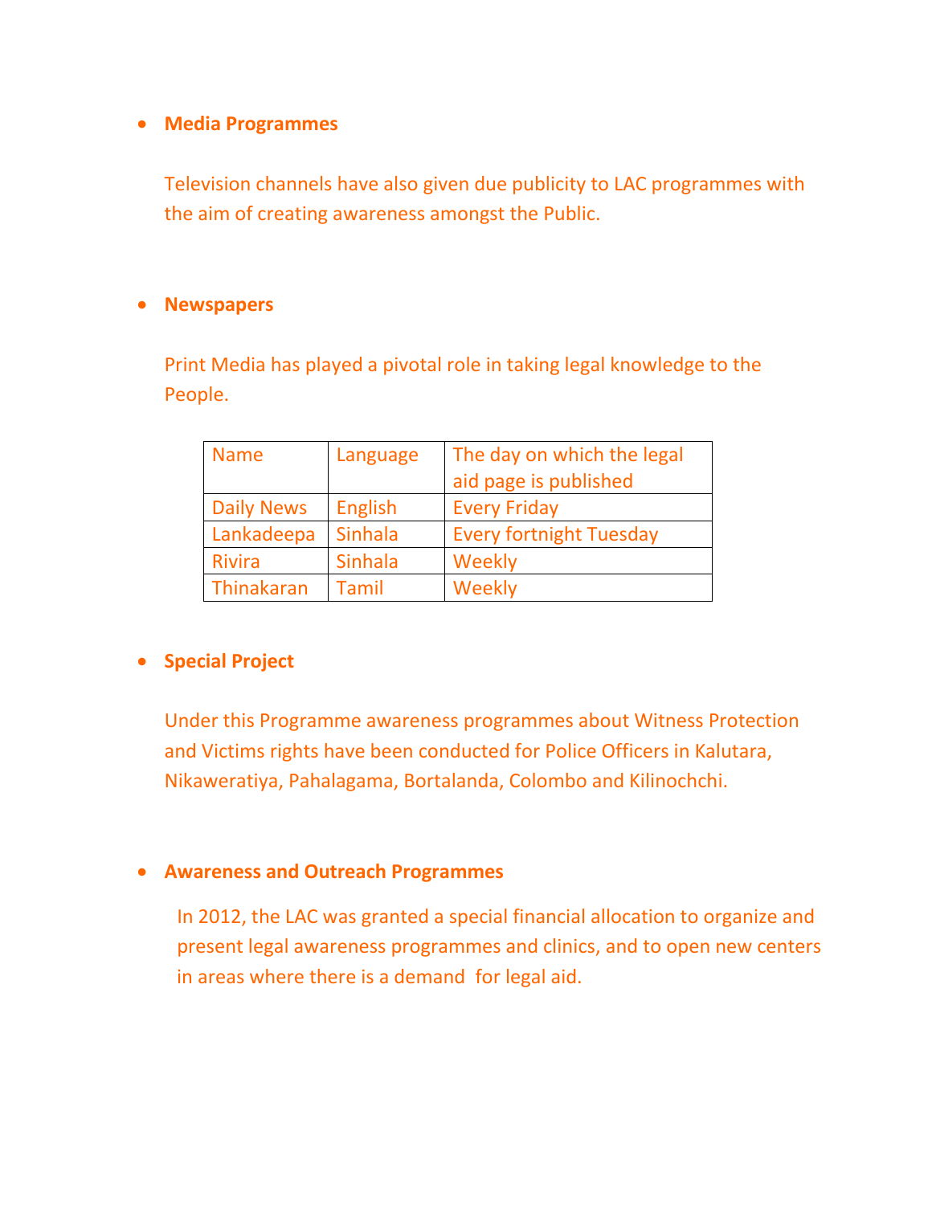- **Media Programmes**

  Television channels have also given due publicity to LAC programmes with the aim of creating awareness amongst the Public.

- **Newspapers**

  Print Media has played a pivotal role in taking legal knowledge to the People.

| Name | Language | The day on which the legal aid page is published |
|---|---|---|
| Daily News | English | Every Friday |
| Lankadeepa | Sinhala | Every fortnight Tuesday |
| Rivira | Sinhala | Weekly |
| Thinakaran | Tamil | Weekly |

- **Special Project**

  Under this Programme awareness programmes about Witness Protection and Victims rights have been conducted for Police Officers in Kalutara, Nikaweratiya, Pahalagama, Bortalanda, Colombo and Kilinochchi.

- **Awareness and Outreach Programmes**

  In 2012, the LAC was granted a special financial allocation to organize and present legal awareness programmes and clinics, and to open new centers in areas where there is a demand for legal aid.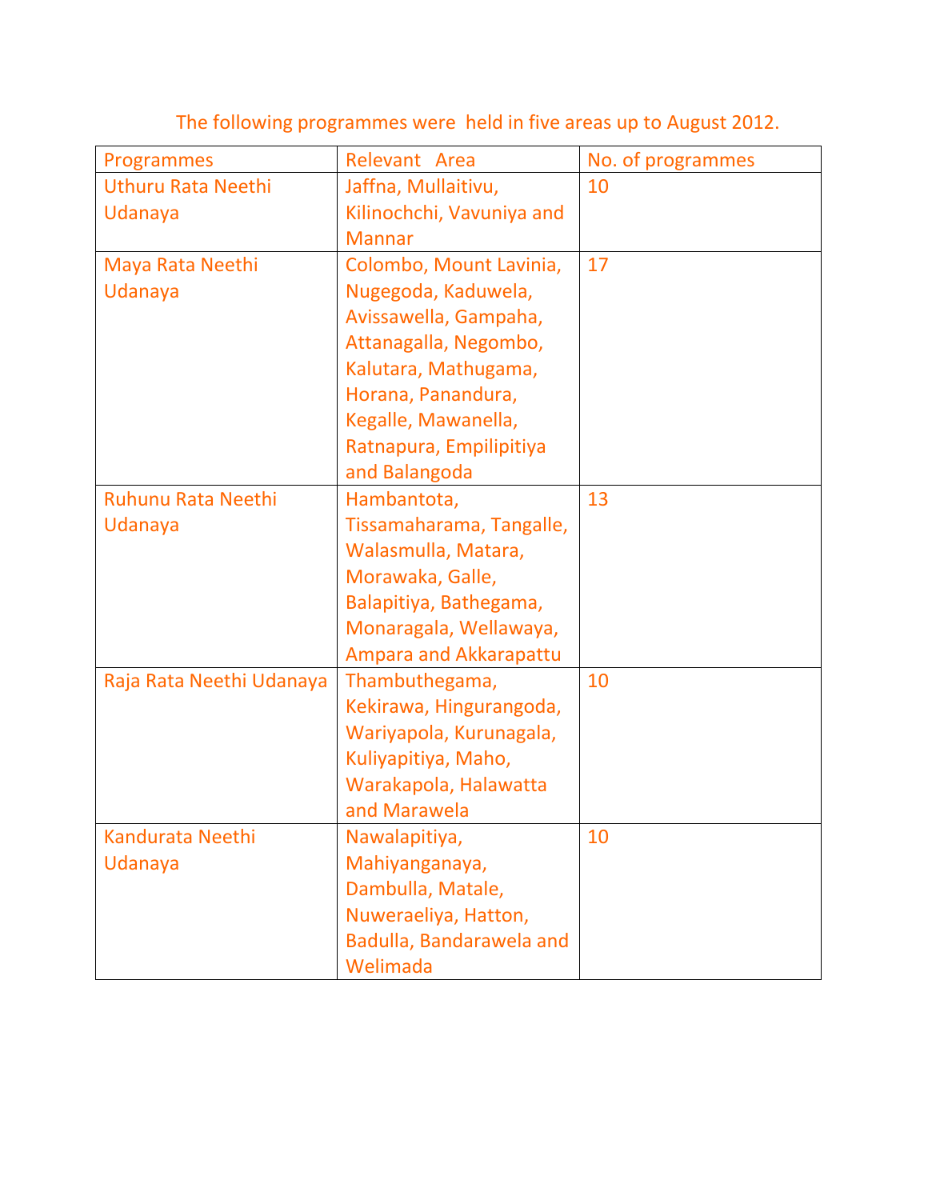The following programmes were held in five areas up to August 2012.

| Programmes | Relevant Area | No. of programmes |
|---|---|---|
| Uthuru Rata Neethi Udanaya | Jaffna, Mullaitivu, Kilinochchi, Vavuniya and Mannar | 10 |
| Maya Rata Neethi Udanaya | Colombo, Mount Lavinia, Nugegoda, Kaduwela, Avissawella, Gampaha, Attanagalla, Negombo, Kalutara, Mathugama, Horana, Panandura, Kegalle, Mawanella, Ratnapura, Empilipitiya and Balangoda | 17 |
| Ruhunu Rata Neethi Udanaya | Hambantota, Tissamaharama, Tangalle, Walasmulla, Matara, Morawaka, Galle, Balapitiya, Bathegama, Monaragala, Wellawaya, Ampara and Akkarapattu | 13 |
| Raja Rata Neethi Udanaya | Thambuthegama, Kekirawa, Hingurangoda, Wariyapola, Kurunagala, Kuliyapitiya, Maho, Warakapola, Halawatta and Marawela | 10 |
| Kandurata Neethi Udanaya | Nawalapitiya, Mahiyanganaya, Dambulla, Matale, Nuweraeliya, Hatton, Badulla, Bandarawela and Welimada | 10 |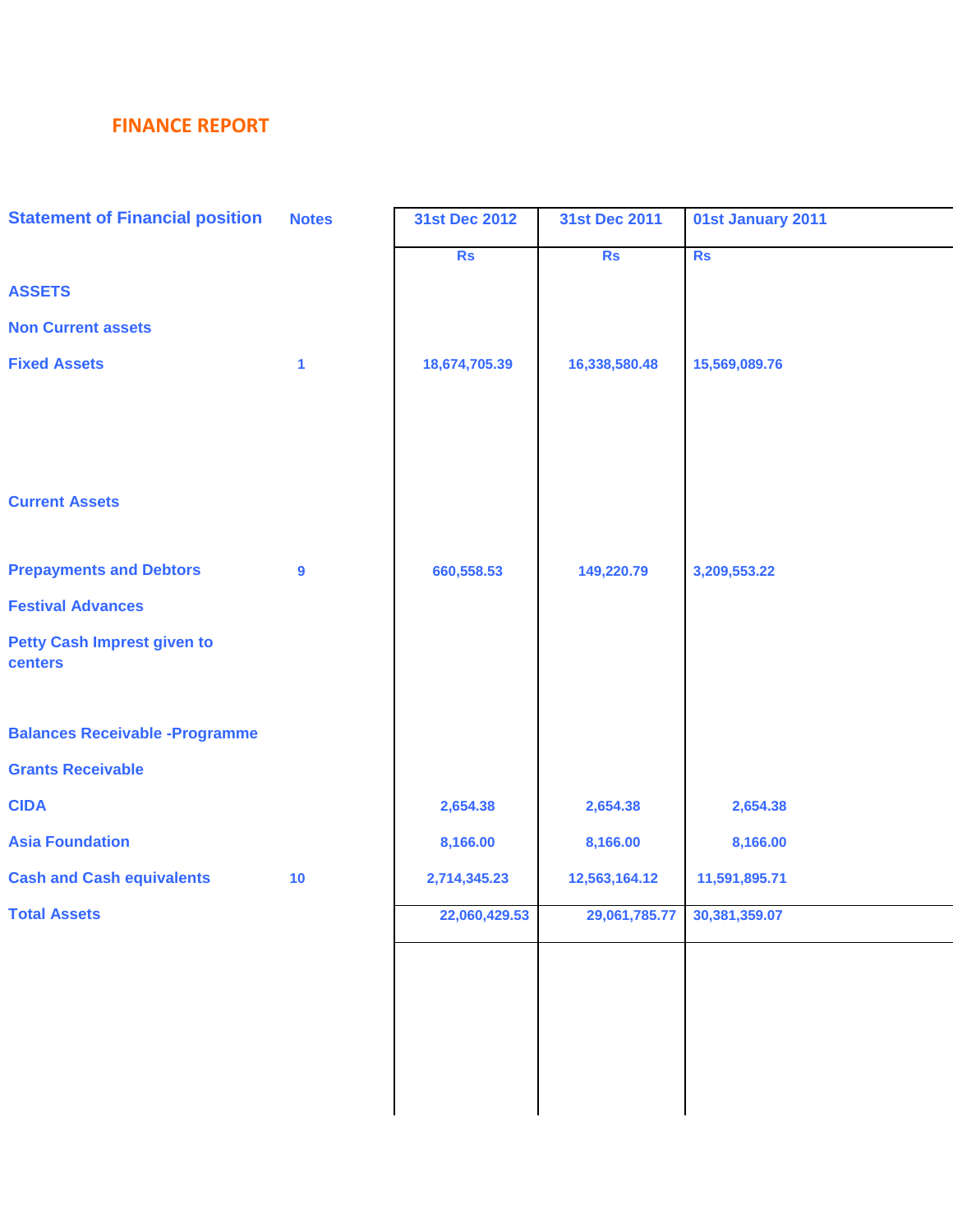## FINANCE REPORT

| Statement of Financial position | Notes | 31st Dec 2012 | 31st Dec 2011 | 01st January 2011 |
|---|---|---|---|---|
| | | Rs | Rs | Rs |
| **ASSETS** | | | | |
| **Non Current assets** | | | | |
| **Fixed Assets** | 1 | 18,674,705.39 | 16,338,580.48 | 15,569,089.76 |
| **Current Assets** | | | | |
| **Prepayments and Debtors** | 9 | 660,558.53 | 149,220.79 | 3,209,553.22 |
| **Festival Advances** | | | | |
| **Petty Cash Imprest given to centers** | | | | |
| **Balances Receivable -Programme** | | | | |
| **Grants Receivable** | | | | |
| **CIDA** | | 2,654.38 | 2,654.38 | 2,654.38 |
| **Asia Foundation** | | 8,166.00 | 8,166.00 | 8,166.00 |
| **Cash and Cash equivalents** | 10 | 2,714,345.23 | 12,563,164.12 | 11,591,895.71 |
| **Total Assets** | | 22,060,429.53 | 29,061,785.77 | 30,381,359.07 |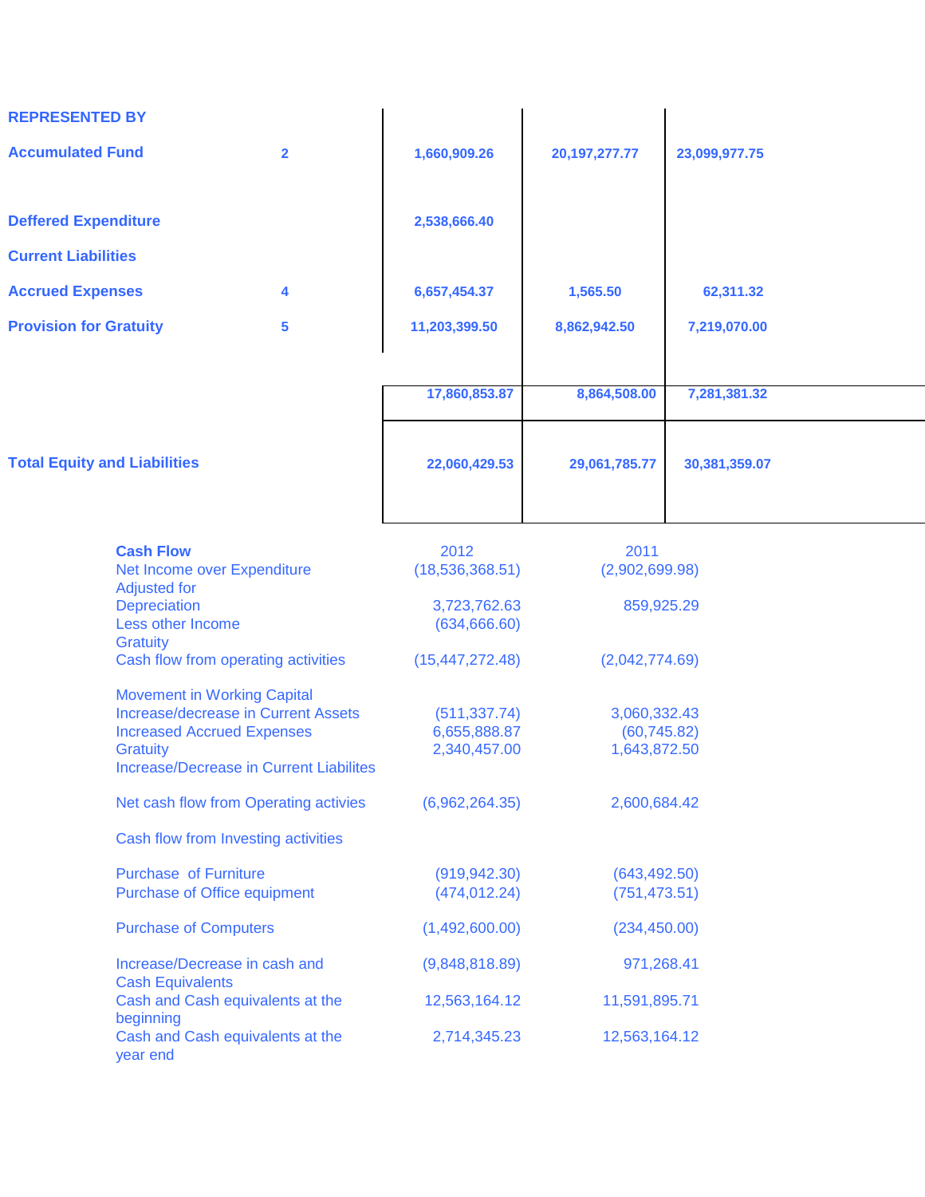| REPRESENTED BY | | | | |
|---|---|---|---|---|
| **Accumulated Fund** | **2** | **1,660,909.26** | **20,197,277.77** | **23,099,977.75** |
| | | | | |
| **Deffered Expenditure** | | **2,538,666.40** | | |
| **Current Liabilities** | | | | |
| **Accrued Expenses** | **4** | **6,657,454.37** | **1,565.50** | **62,311.32** |
| **Provision for Gratuity** | **5** | **11,203,399.50** | **8,862,942.50** | **7,219,070.00** |
| | | **17,860,853.87** | **8,864,508.00** | **7,281,381.32** |
| **Total Equity and Liabilities** | | **22,060,429.53** | **29,061,785.77** | **30,381,359.07** |

| **Cash Flow** | 2012 | 2011 |
|---|---|---|
| Net Income over Expenditure | (18,536,368.51) | (2,902,699.98) |
| Adjusted for | | |
| Depreciation | 3,723,762.63 | 859,925.29 |
| Less other Income | (634,666.60) | |
| Gratuity | | |
| Cash flow from operating activities | (15,447,272.48) | (2,042,774.69) |
| | | |
| Movement in Working Capital | | |
| Increase/decrease in Current Assets | (511,337.74) | 3,060,332.43 |
| Increased Accrued Expenses | 6,655,888.87 | (60,745.82) |
| Gratuity | 2,340,457.00 | 1,643,872.50 |
| Increase/Decrease in Current Liabilites | | |
| | | |
| Net cash flow from Operating activies | (6,962,264.35) | 2,600,684.42 |
| | | |
| Cash flow from Investing activities | | |
| | | |
| Purchase of Furniture | (919,942.30) | (643,492.50) |
| Purchase of Office equipment | (474,012.24) | (751,473.51) |
| | | |
| Purchase of Computers | (1,492,600.00) | (234,450.00) |
| | | |
| Increase/Decrease in cash and Cash Equivalents | (9,848,818.89) | 971,268.41 |
| Cash and Cash equivalents at the beginning | 12,563,164.12 | 11,591,895.71 |
| Cash and Cash equivalents at the year end | 2,714,345.23 | 12,563,164.12 |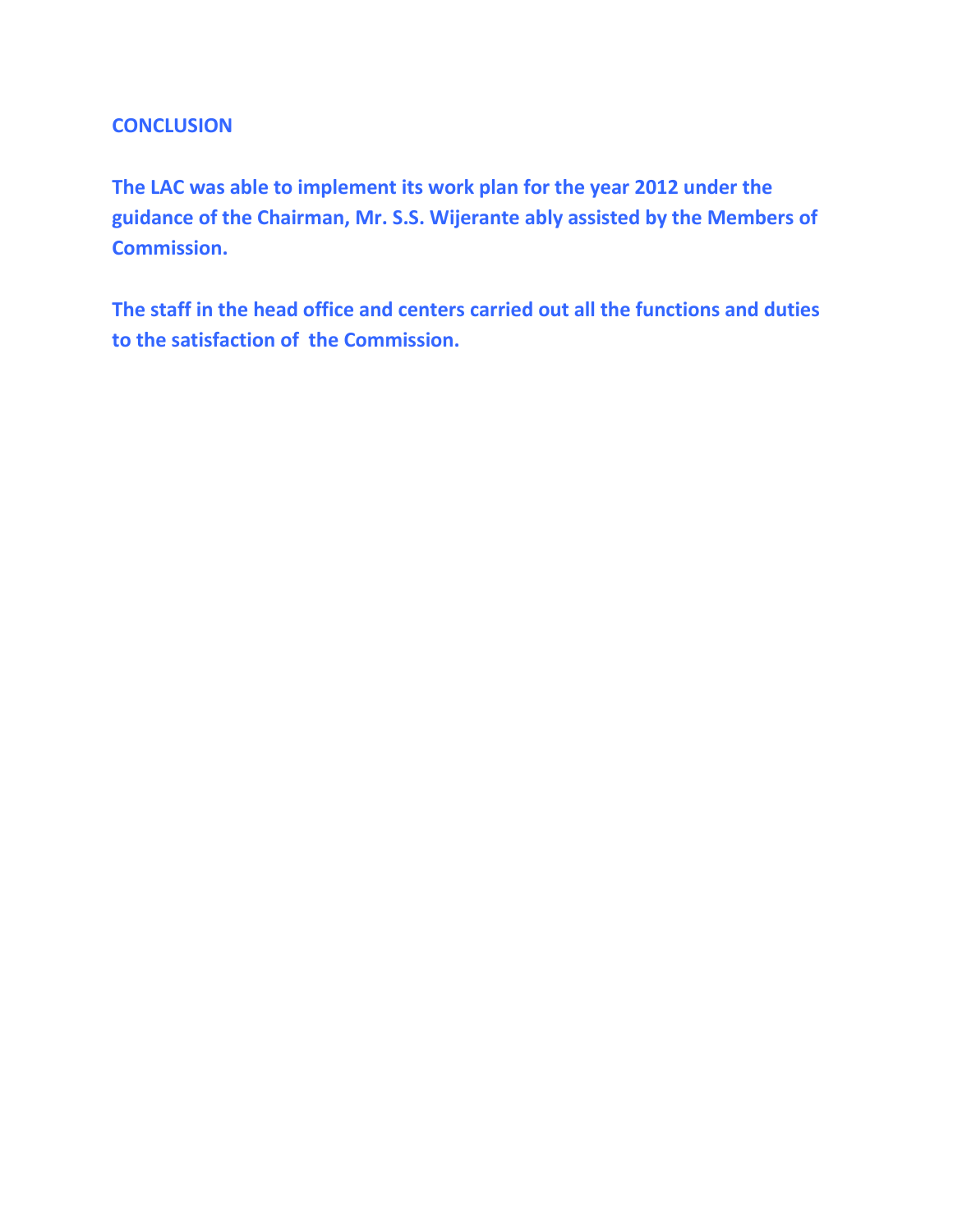## CONCLUSION

**The LAC was able to implement its work plan for the year 2012 under the guidance of the Chairman, Mr. S.S. Wijerante ably assisted by the Members of Commission.**

**The staff in the head office and centers carried out all the functions and duties to the satisfaction of the Commission.**